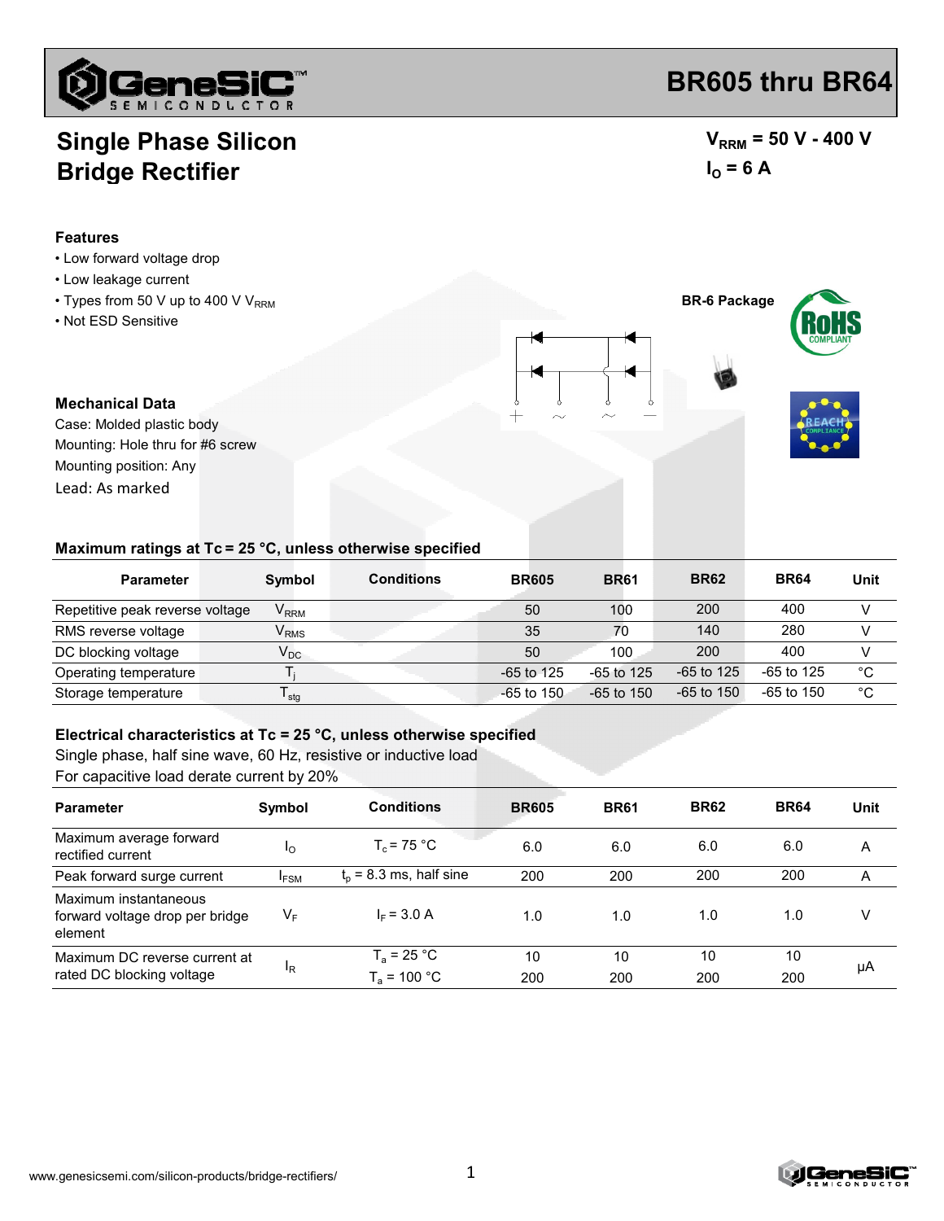# BR605 thru BR64

## Single Phase Silicon Bridge Rectifier

$V_{RRM}$ = 50 V - 400 V

$I_O$ = 6 A

### Features

- Low forward voltage drop
- Low leakage current
- Types from 50 V up to 400 V $V_{RRM}$
- Not ESD Sensitive

BR-6 Package

### Mechanical Data

Case: Molded plastic body

Mounting: Hole thru for #6 screw

Mounting position: Any

Lead: As marked

### Maximum ratings at Tc = 25 °C, unless otherwise specified

| Parameter | Symbol | Conditions | BR605 | BR61 | BR62 | BR64 | Unit |
|---|---|---|---|---|---|---|---|
| Repetitive peak reverse voltage | $V_{RRM}$ | | 50 | 100 | 200 | 400 | V |
| RMS reverse voltage | $V_{RMS}$ | | 35 | 70 | 140 | 280 | V |
| DC blocking voltage | $V_{DC}$ | | 50 | 100 | 200 | 400 | V |
| Operating temperature | $T_j$ | | -65 to 125 | -65 to 125 | -65 to 125 | -65 to 125 | °C |
| Storage temperature | $T_{stg}$ | | -65 to 150 | -65 to 150 | -65 to 150 | -65 to 150 | °C |

### Electrical characteristics at Tc = 25 °C, unless otherwise specified

Single phase, half sine wave, 60 Hz, resistive or inductive load

For capacitive load derate current by 20%

| Parameter | Symbol | Conditions | BR605 | BR61 | BR62 | BR64 | Unit |
|---|---|---|---|---|---|---|---|
| Maximum average forward rectified current | $I_O$ | $T_c$ = 75 °C | 6.0 | 6.0 | 6.0 | 6.0 | A |
| Peak forward surge current | $I_{FSM}$ | $t_p$ = 8.3 ms, half sine | 200 | 200 | 200 | 200 | A |
| Maximum instantaneous forward voltage drop per bridge element | $V_F$ | $I_F$ = 3.0 A | 1.0 | 1.0 | 1.0 | 1.0 | V |
| Maximum DC reverse current at rated DC blocking voltage | $I_R$ | $T_a$ = 25 °C | 10 | 10 | 10 | 10 | μA |
| | | $T_a$ = 100 °C | 200 | 200 | 200 | 200 | |

www.genesicsemi.com/silicon-products/bridge-rectifiers/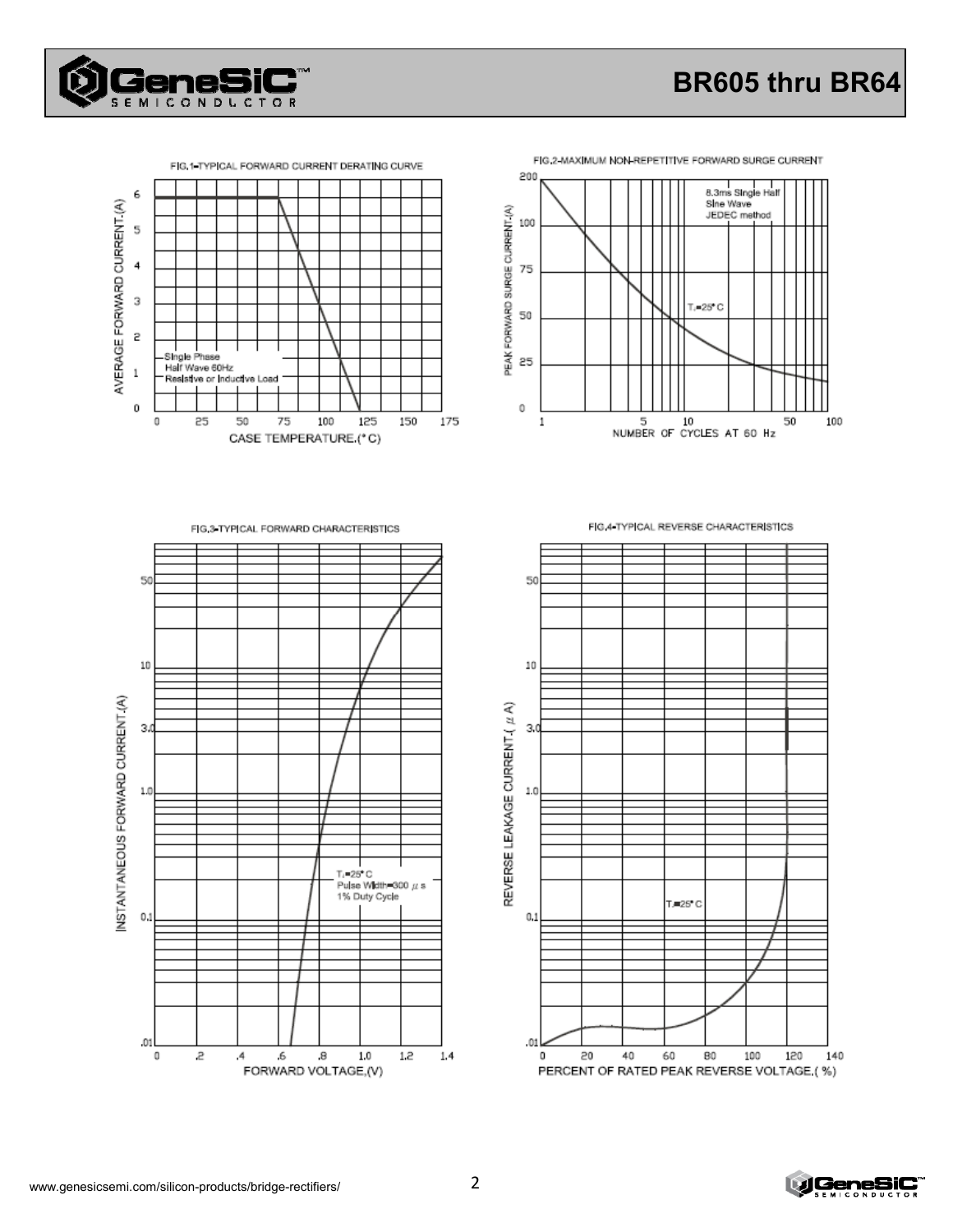FIG.1-TYPICAL FORWARD CURRENT DERATING CURVE

AVERAGE FORWARD CURRENT.(A)

Single Phase
Half Wave 60Hz
Resistive or Inductive Load

CASE TEMPERATURE.(°C)

FIG.2-MAXIMUM NON-REPETITIVE FORWARD SURGE CURRENT

PEAK FORWARD SURGE CURRENT.(A)

8.3ms Single Half
Sine Wave
JEDEC method

$T_J$=25°C

NUMBER OF CYCLES AT 60 Hz

FIG.3-TYPICAL FORWARD CHARACTERISTICS

INSTANTANEOUS FORWARD CURRENT.(A)

$T_J$=25°C
Pulse Width=300 $\mu$s
1% Duty Cycle

FORWARD VOLTAGE,(V)

FIG.4-TYPICAL REVERSE CHARACTERISTICS

REVERSE LEAKAGE CURRENT.( $\mu$A)

$T_J$=25°C

PERCENT OF RATED PEAK REVERSE VOLTAGE.( %)

www.genesicsemi.com/silicon-products/bridge-rectifiers/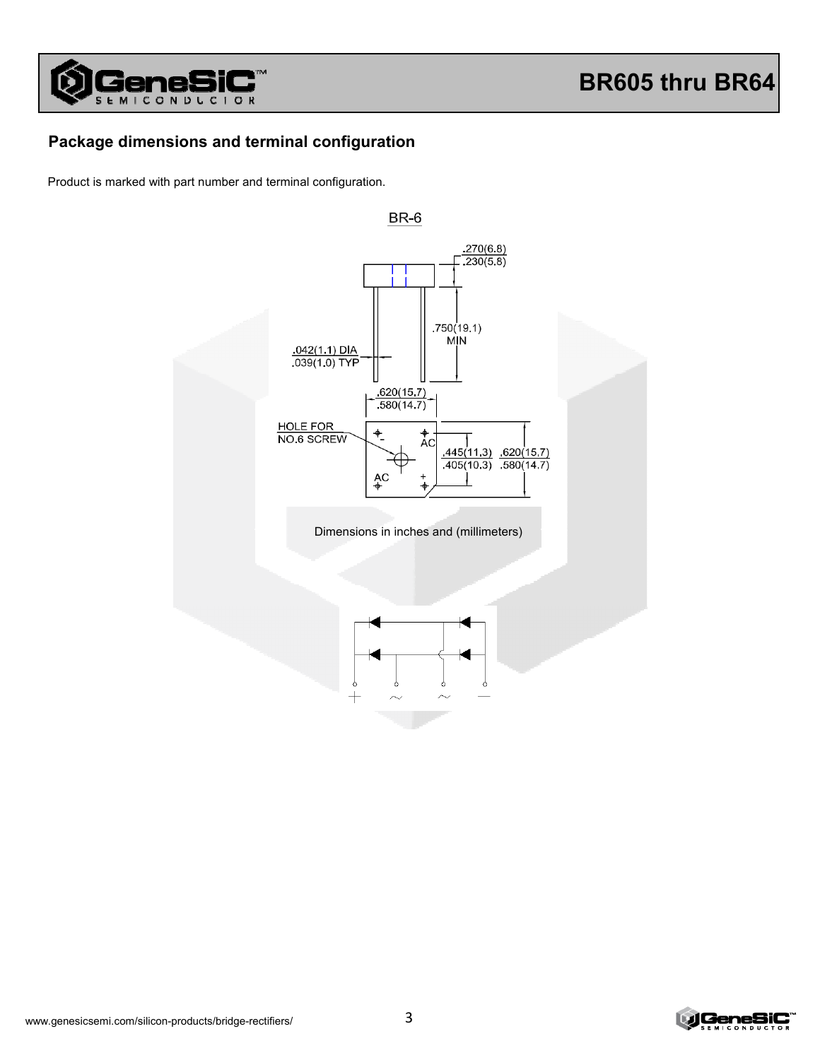## Package dimensions and terminal configuration

Product is marked with part number and terminal configuration.

BR-6

.270(6.8)
.230(5.8)

.750(19.1)
MIN

.042(1.1) DIA
.039(1.0) TYP

.620(15.7)
.580(14.7)

HOLE FOR
NO.6 SCREW

-
AC
AC
+

.445(11.3)
.405(10.3)

.620(15.7)
.580(14.7)

Dimensions in inches and (millimeters)

+ ~ ~ —